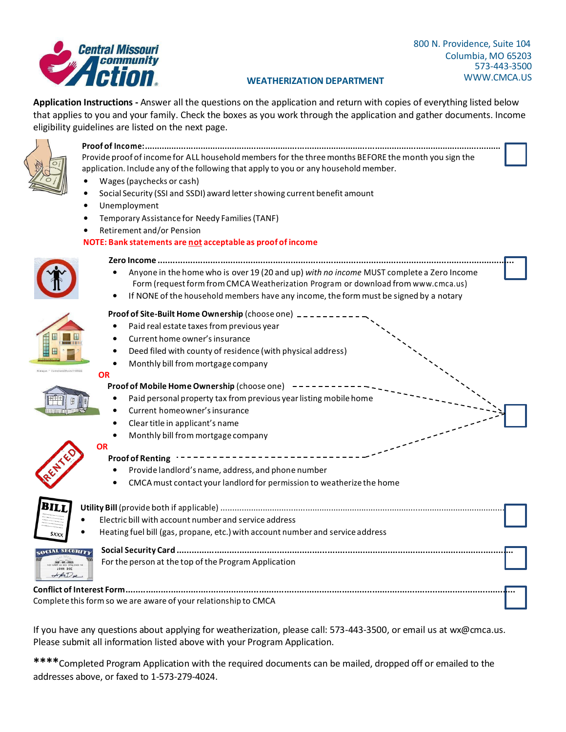Central Missouri Community Action

800 N. Providence, Suite 104
Columbia, MO 65203
573-443-3500
WWW.CMCA.US

## WEATHERIZATION DEPARTMENT

**Application Instructions -** Answer all the questions on the application and return with copies of everything listed below that applies to you and your family. Check the boxes as you work through the application and gather documents. Income eligibility guidelines are listed on the next page.

**Proof of Income:** ☐

Provide proof of income for ALL household members for the three months BEFORE the month you sign the application. Include any of the following that apply to you or any household member.

- Wages (paychecks or cash)
- Social Security (SSI and SSDI) award letter showing current benefit amount
- Unemployment
- Temporary Assistance for Needy Families (TANF)
- Retirement and/or Pension

**NOTE: Bank statements are not acceptable as proof of income**

**Zero Income** ☐

- Anyone in the home who is over 19 (20 and up) *with no income* MUST complete a Zero Income Form (request form from CMCA Weatherization Program or download from www.cmca.us)
- If NONE of the household members have any income, the form must be signed by a notary

**Proof of Site-Built Home Ownership** (choose one) ☐

- Paid real estate taxes from previous year
- Current home owner's insurance
- Deed filed with county of residence (with physical address)
- Monthly bill from mortgage company

**OR**

**Proof of Mobile Home Ownership** (choose one)

- Paid personal property tax from previous year listing mobile home
- Current homeowner's insurance
- Clear title in applicant's name
- Monthly bill from mortgage company

**OR**

**Proof of Renting**

- Provide landlord's name, address, and phone number
- CMCA must contact your landlord for permission to weatherize the home

**Utility Bill** (provide both if applicable) ☐

- Electric bill with account number and service address
- Heating fuel bill (gas, propane, etc.) with account number and service address

**Social Security Card** ☐

For the person at the top of the Program Application

**Conflict of Interest Form** ☐

Complete this form so we are aware of your relationship to CMCA

If you have any questions about applying for weatherization, please call: 573-443-3500, or email us at wx@cmca.us. Please submit all information listed above with your Program Application.

****Completed Program Application with the required documents can be mailed, dropped off or emailed to the addresses above, or faxed to 1-573-279-4024.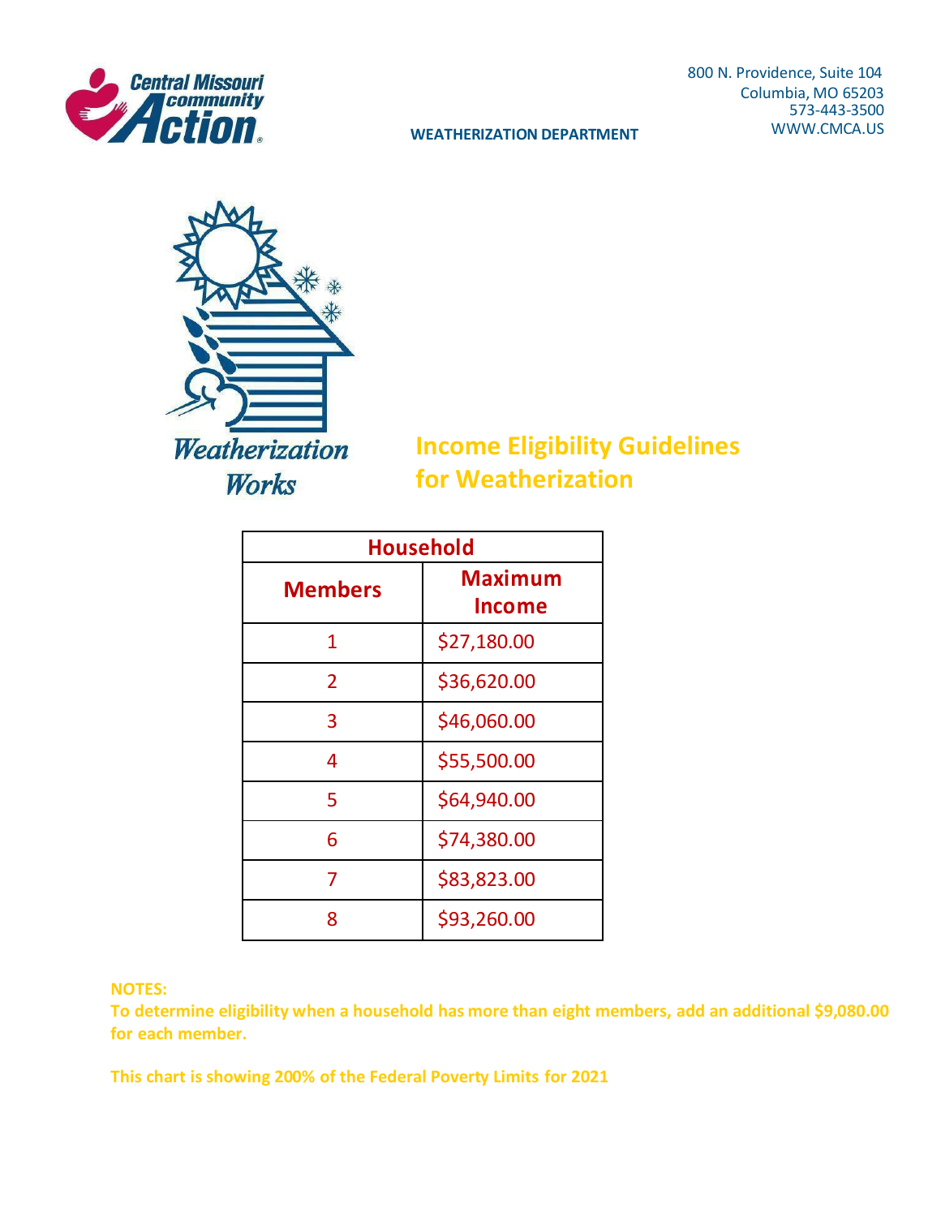Central Missouri community Action

800 N. Providence, Suite 104
Columbia, MO 65203
573-443-3500
WWW.CMCA.US

**WEATHERIZATION DEPARTMENT**

Weatherization Works

## Income Eligibility Guidelines for Weatherization

| Household | |
|---|---|
| **Members** | **Maximum Income** |
| 1 | $27,180.00 |
| 2 | $36,620.00 |
| 3 | $46,060.00 |
| 4 | $55,500.00 |
| 5 | $64,940.00 |
| 6 | $74,380.00 |
| 7 | $83,823.00 |
| 8 | $93,260.00 |

**NOTES:**

**To determine eligibility when a household has more than eight members, add an additional $9,080.00 for each member.**

**This chart is showing 200% of the Federal Poverty Limits for 2021**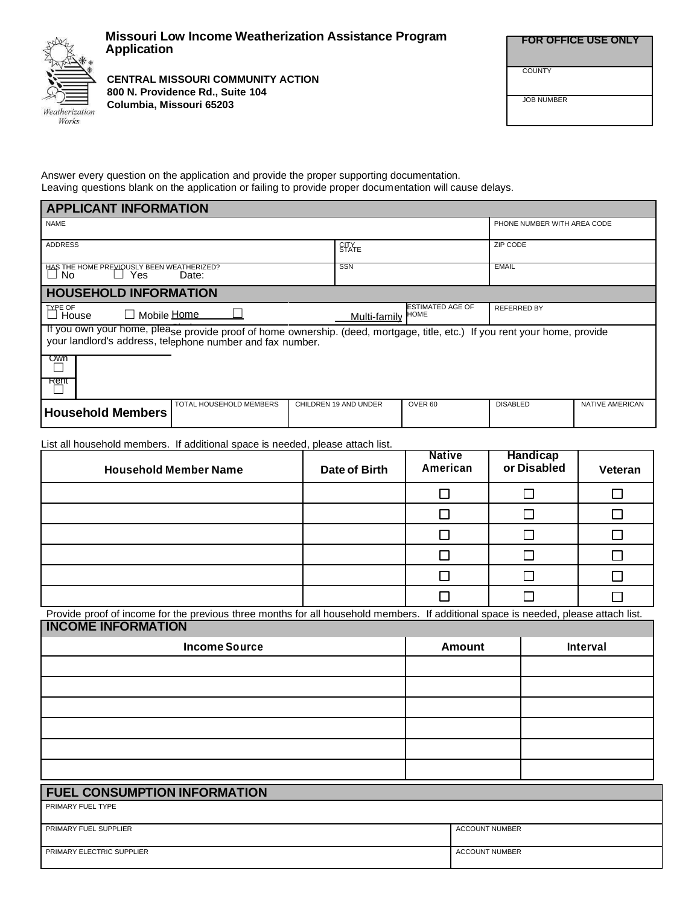# Missouri Low Income Weatherization Assistance Program Application

**CENTRAL MISSOURI COMMUNITY ACTION**
**800 N. Providence Rd., Suite 104**
**Columbia, Missouri 65203**

| FOR OFFICE USE ONLY |
|---|
| COUNTY |
| JOB NUMBER |

Answer every question on the application and provide the proper supporting documentation.
Leaving questions blank on the application or failing to provide proper documentation will cause delays.

## APPLICANT INFORMATION

| NAME | | PHONE NUMBER WITH AREA CODE |
|---|---|---|
| ADDRESS | CITY STATE | ZIP CODE |
| HAS THE HOME PREVIOUSLY BEEN WEATHERIZED? ☐ No ☐ Yes Date: | SSN | EMAIL |

## HOUSEHOLD INFORMATION

| TYPE OF ☐ House ☐ Mobile Home ☐ Multi-family | ESTIMATED AGE OF HOME | REFERRED BY |
|---|---|---|

If you own your home, please provide proof of home ownership. (deed, mortgage, title, etc.) If you rent your home, provide your landlord's address, telephone number and fax number.

☐ Own

☐ Rent

| Household Members | TOTAL HOUSEHOLD MEMBERS | CHILDREN 19 AND UNDER | OVER 60 | DISABLED | NATIVE AMERICAN |
|---|---|---|---|---|---|
| | | | | | |

List all household members. If additional space is needed, please attach list.

| Household Member Name | Date of Birth | Native American | Handicap or Disabled | Veteran |
|---|---|---|---|---|
| | | ☐ | ☐ | ☐ |
| | | ☐ | ☐ | ☐ |
| | | ☐ | ☐ | ☐ |
| | | ☐ | ☐ | ☐ |
| | | ☐ | ☐ | ☐ |
| | | ☐ | ☐ | ☐ |

Provide proof of income for the previous three months for all household members. If additional space is needed, please attach list.

## INCOME INFORMATION

| Income Source | Amount | Interval |
|---|---|---|
| | | |
| | | |
| | | |
| | | |
| | | |
| | | |

## FUEL CONSUMPTION INFORMATION

| PRIMARY FUEL TYPE | |
|---|---|
| PRIMARY FUEL SUPPLIER | ACCOUNT NUMBER |
| PRIMARY ELECTRIC SUPPLIER | ACCOUNT NUMBER |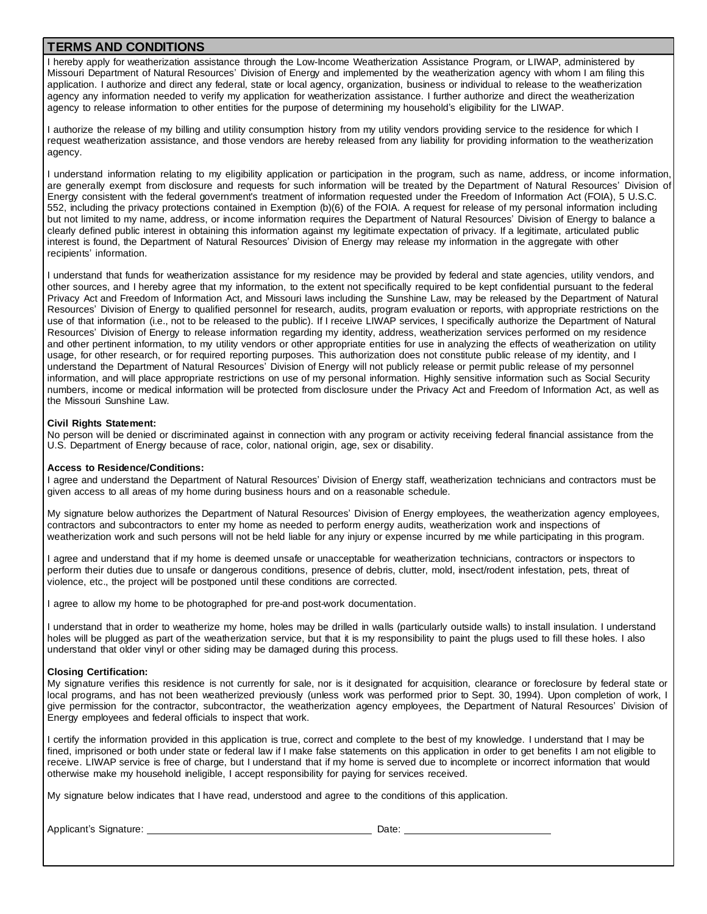## TERMS AND CONDITIONS

I hereby apply for weatherization assistance through the Low-Income Weatherization Assistance Program, or LIWAP, administered by Missouri Department of Natural Resources' Division of Energy and implemented by the weatherization agency with whom I am filing this application. I authorize and direct any federal, state or local agency, organization, business or individual to release to the weatherization agency any information needed to verify my application for weatherization assistance. I further authorize and direct the weatherization agency to release information to other entities for the purpose of determining my household's eligibility for the LIWAP.

I authorize the release of my billing and utility consumption history from my utility vendors providing service to the residence for which I request weatherization assistance, and those vendors are hereby released from any liability for providing information to the weatherization agency.

I understand information relating to my eligibility application or participation in the program, such as name, address, or income information, are generally exempt from disclosure and requests for such information will be treated by the Department of Natural Resources' Division of Energy consistent with the federal government's treatment of information requested under the Freedom of Information Act (FOIA), 5 U.S.C. 552, including the privacy protections contained in Exemption (b)(6) of the FOIA. A request for release of my personal information including but not limited to my name, address, or income information requires the Department of Natural Resources' Division of Energy to balance a clearly defined public interest in obtaining this information against my legitimate expectation of privacy. If a legitimate, articulated public interest is found, the Department of Natural Resources' Division of Energy may release my information in the aggregate with other recipients' information.

I understand that funds for weatherization assistance for my residence may be provided by federal and state agencies, utility vendors, and other sources, and I hereby agree that my information, to the extent not specifically required to be kept confidential pursuant to the federal Privacy Act and Freedom of Information Act, and Missouri laws including the Sunshine Law, may be released by the Department of Natural Resources' Division of Energy to qualified personnel for research, audits, program evaluation or reports, with appropriate restrictions on the use of that information (i.e., not to be released to the public). If I receive LIWAP services, I specifically authorize the Department of Natural Resources' Division of Energy to release information regarding my identity, address, weatherization services performed on my residence and other pertinent information, to my utility vendors or other appropriate entities for use in analyzing the effects of weatherization on utility usage, for other research, or for required reporting purposes. This authorization does not constitute public release of my identity, and I understand the Department of Natural Resources' Division of Energy will not publicly release or permit public release of my personnel information, and will place appropriate restrictions on use of my personal information. Highly sensitive information such as Social Security numbers, income or medical information will be protected from disclosure under the Privacy Act and Freedom of Information Act, as well as the Missouri Sunshine Law.

**Civil Rights Statement:**
No person will be denied or discriminated against in connection with any program or activity receiving federal financial assistance from the U.S. Department of Energy because of race, color, national origin, age, sex or disability.

**Access to Residence/Conditions:**
I agree and understand the Department of Natural Resources' Division of Energy staff, weatherization technicians and contractors must be given access to all areas of my home during business hours and on a reasonable schedule.

My signature below authorizes the Department of Natural Resources' Division of Energy employees, the weatherization agency employees, contractors and subcontractors to enter my home as needed to perform energy audits, weatherization work and inspections of weatherization work and such persons will not be held liable for any injury or expense incurred by me while participating in this program.

I agree and understand that if my home is deemed unsafe or unacceptable for weatherization technicians, contractors or inspectors to perform their duties due to unsafe or dangerous conditions, presence of debris, clutter, mold, insect/rodent infestation, pets, threat of violence, etc., the project will be postponed until these conditions are corrected.

I agree to allow my home to be photographed for pre-and post-work documentation.

I understand that in order to weatherize my home, holes may be drilled in walls (particularly outside walls) to install insulation. I understand holes will be plugged as part of the weatherization service, but that it is my responsibility to paint the plugs used to fill these holes. I also understand that older vinyl or other siding may be damaged during this process.

**Closing Certification:**
My signature verifies this residence is not currently for sale, nor is it designated for acquisition, clearance or foreclosure by federal state or local programs, and has not been weatherized previously (unless work was performed prior to Sept. 30, 1994). Upon completion of work, I give permission for the contractor, subcontractor, the weatherization agency employees, the Department of Natural Resources' Division of Energy employees and federal officials to inspect that work.

I certify the information provided in this application is true, correct and complete to the best of my knowledge. I understand that I may be fined, imprisoned or both under state or federal law if I make false statements on this application in order to get benefits I am not eligible to receive. LIWAP service is free of charge, but I understand that if my home is served due to incomplete or incorrect information that would otherwise make my household ineligible, I accept responsibility for paying for services received.

My signature below indicates that I have read, understood and agree to the conditions of this application.

Applicant's Signature: ________________________________ Date: ____________________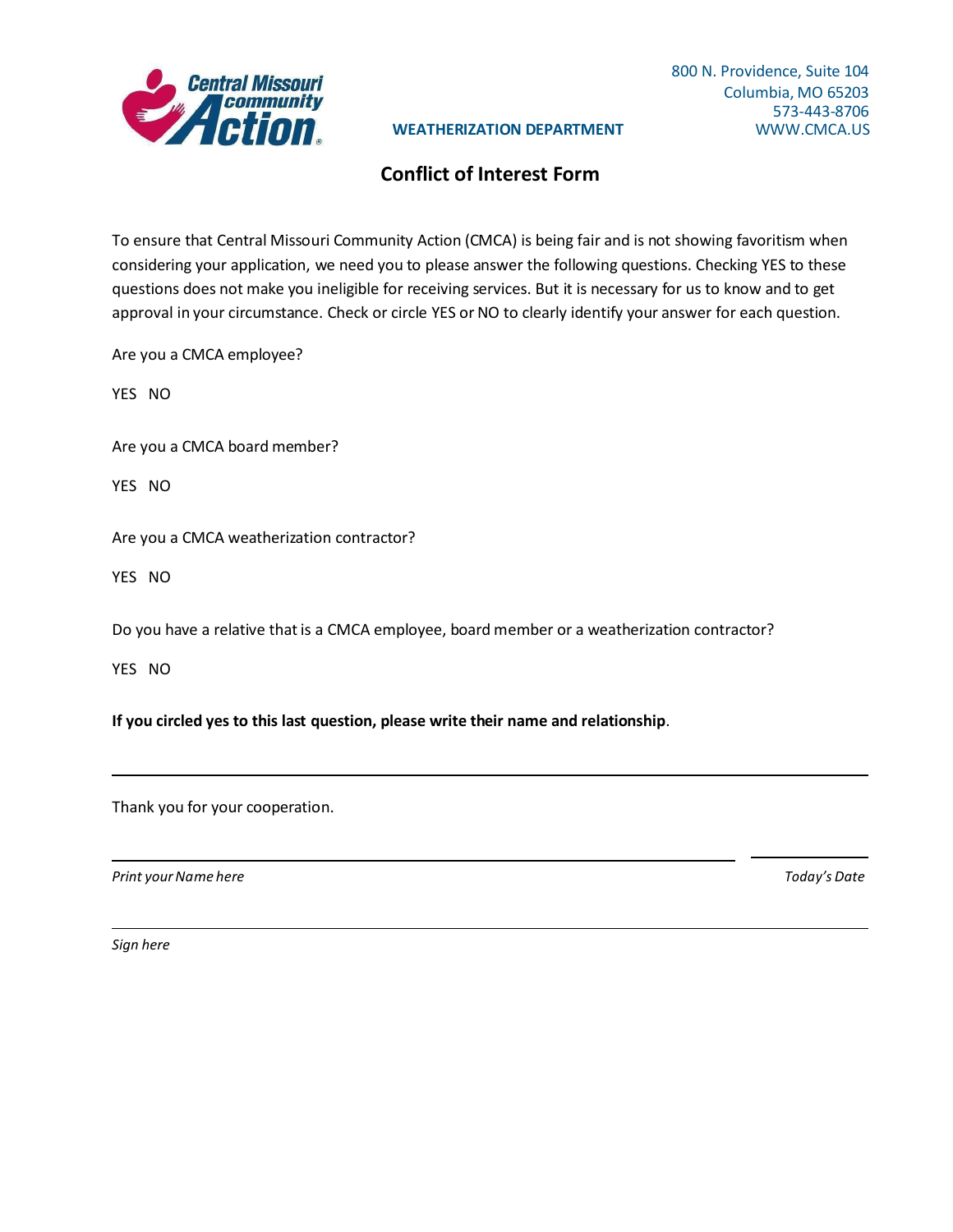Central Missouri community Action

**WEATHERIZATION DEPARTMENT**

800 N. Providence, Suite 104
Columbia, MO 65203
573-443-8706
WWW.CMCA.US

# Conflict of Interest Form

To ensure that Central Missouri Community Action (CMCA) is being fair and is not showing favoritism when considering your application, we need you to please answer the following questions. Checking YES to these questions does not make you ineligible for receiving services. But it is necessary for us to know and to get approval in your circumstance. Check or circle YES or NO to clearly identify your answer for each question.

Are you a CMCA employee?

YES NO

Are you a CMCA board member?

YES NO

Are you a CMCA weatherization contractor?

YES NO

Do you have a relative that is a CMCA employee, board member or a weatherization contractor?

YES NO

**If you circled yes to this last question, please write their name and relationship**.

______________________________________________________________________

Thank you for your cooperation.

______________________________________________ ______________

*Print your Name here* *Today's Date*

______________________________________________________________________

*Sign here*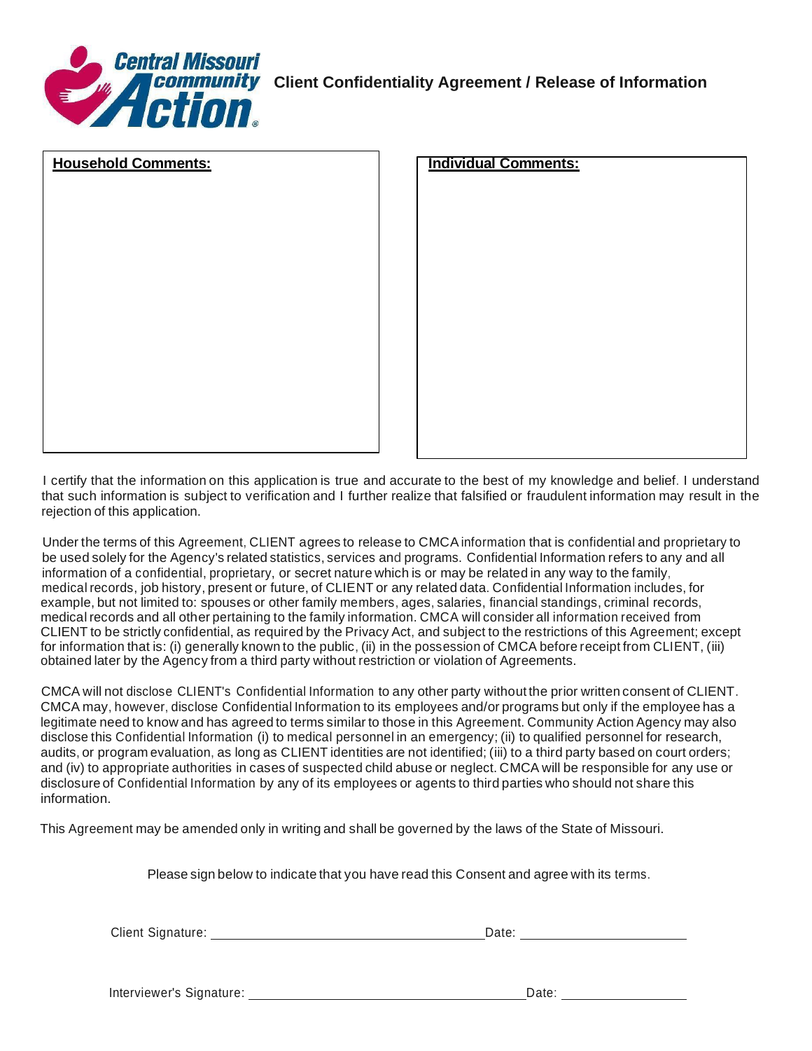Central Missouri community Action

# Client Confidentiality Agreement / Release of Information

| **Household Comments:** | **Individual Comments:** |
|---|---|
| | |

I certify that the information on this application is true and accurate to the best of my knowledge and belief. I understand that such information is subject to verification and I further realize that falsified or fraudulent information may result in the rejection of this application.

Under the terms of this Agreement, CLIENT agrees to release to CMCA information that is confidential and proprietary to be used solely for the Agency's related statistics, services and programs. Confidential Information refers to any and all information of a confidential, proprietary, or secret nature which is or may be related in any way to the family, medical records, job history, present or future, of CLIENT or any related data. Confidential Information includes, for example, but not limited to: spouses or other family members, ages, salaries, financial standings, criminal records, medical records and all other pertaining to the family information. CMCA will consider all information received from CLIENT to be strictly confidential, as required by the Privacy Act, and subject to the restrictions of this Agreement; except for information that is: (i) generally known to the public, (ii) in the possession of CMCA before receipt from CLIENT, (iii) obtained later by the Agency from a third party without restriction or violation of Agreements.

CMCA will not disclose CLIENT's Confidential Information to any other party without the prior written consent of CLIENT. CMCA may, however, disclose Confidential Information to its employees and/or programs but only if the employee has a legitimate need to know and has agreed to terms similar to those in this Agreement. Community Action Agency may also disclose this Confidential Information (i) to medical personnel in an emergency; (ii) to qualified personnel for research, audits, or program evaluation, as long as CLIENT identities are not identified; (iii) to a third party based on court orders; and (iv) to appropriate authorities in cases of suspected child abuse or neglect. CMCA will be responsible for any use or disclosure of Confidential Information by any of its employees or agents to third parties who should not share this information.

This Agreement may be amended only in writing and shall be governed by the laws of the State of Missouri.

Please sign below to indicate that you have read this Consent and agree with its terms.

Client Signature: ______________________________ Date: ________________

Interviewer's Signature: ______________________________ Date: ________________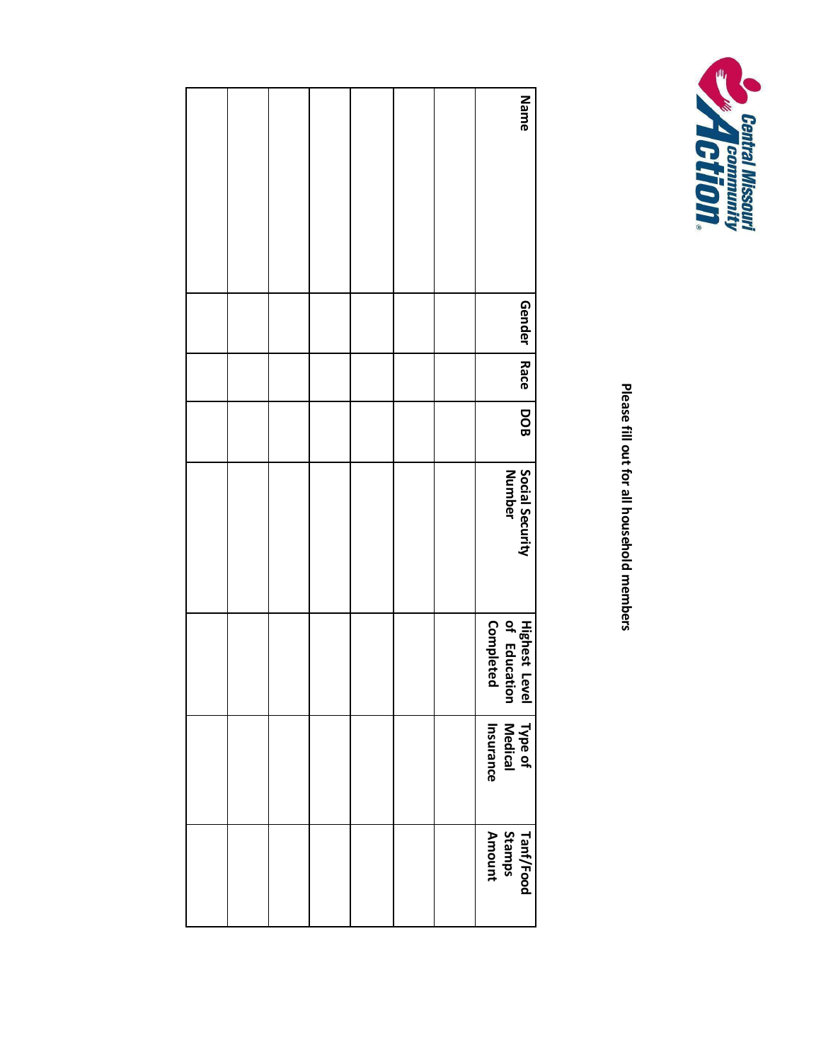Central Missouri Community Action

**Please fill out for all household members**

| Name | Gender | Race | DOB | Social Security Number | Highest Level of Education Completed | Type of Medical Insurance | Tanf/Food Stamps Amount |
|---|---|---|---|---|---|---|---|
| | | | | | | | |
| | | | | | | | |
| | | | | | | | |
| | | | | | | | |
| | | | | | | | |
| | | | | | | | |
| | | | | | | | |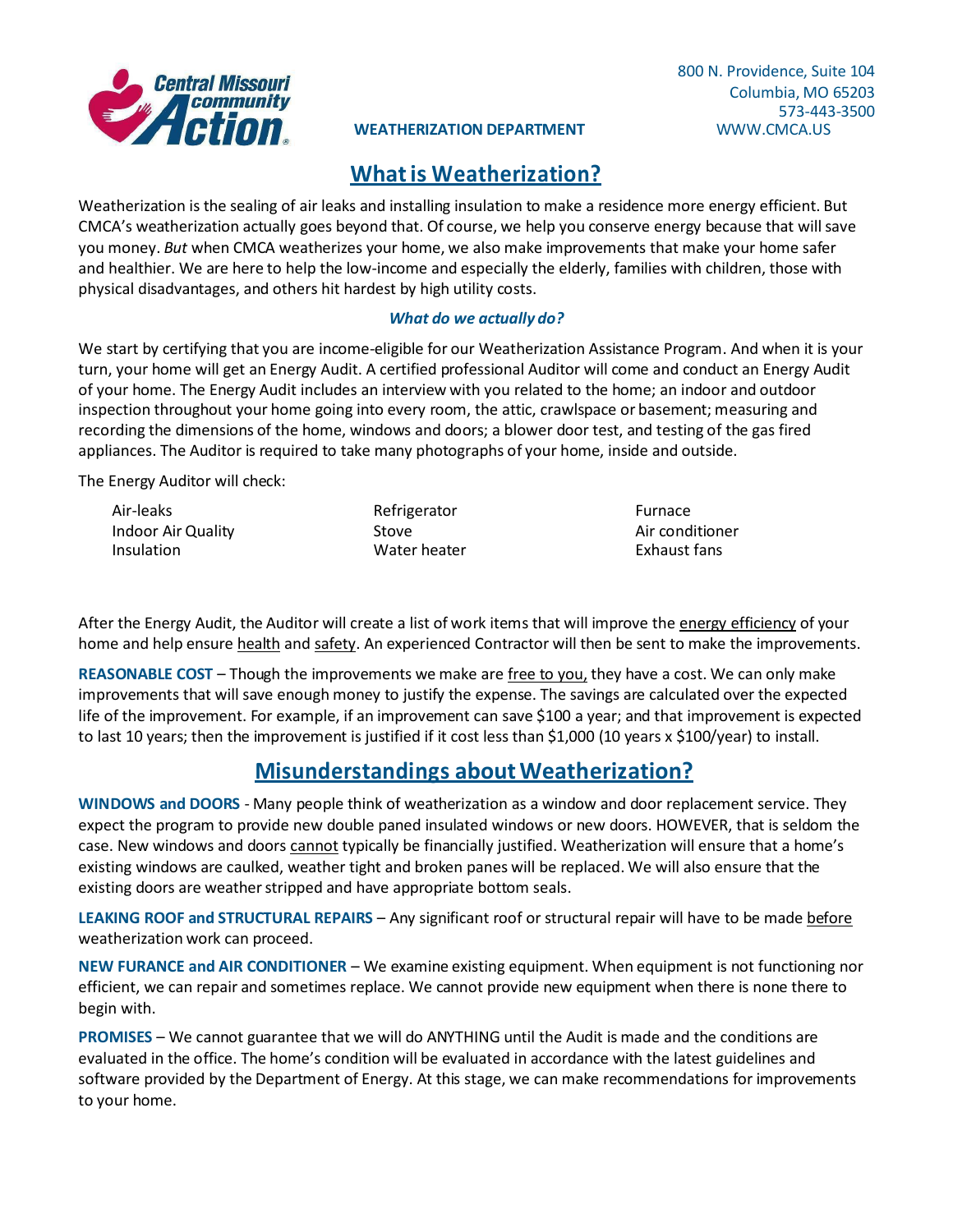Central Missouri community Action

**WEATHERIZATION DEPARTMENT**

800 N. Providence, Suite 104
Columbia, MO 65203
573-443-3500
WWW.CMCA.US

# What is Weatherization?

Weatherization is the sealing of air leaks and installing insulation to make a residence more energy efficient. But CMCA's weatherization actually goes beyond that. Of course, we help you conserve energy because that will save you money. *But* when CMCA weatherizes your home, we also make improvements that make your home safer and healthier. We are here to help the low-income and especially the elderly, families with children, those with physical disadvantages, and others hit hardest by high utility costs.

### *What do we actually do?*

We start by certifying that you are income-eligible for our Weatherization Assistance Program. And when it is your turn, your home will get an Energy Audit. A certified professional Auditor will come and conduct an Energy Audit of your home. The Energy Audit includes an interview with you related to the home; an indoor and outdoor inspection throughout your home going into every room, the attic, crawlspace or basement; measuring and recording the dimensions of the home, windows and doors; a blower door test, and testing of the gas fired appliances. The Auditor is required to take many photographs of your home, inside and outside.

The Energy Auditor will check:

- Air-leaks
- Indoor Air Quality
- Insulation
- Refrigerator
- Stove
- Water heater
- Furnace
- Air conditioner
- Exhaust fans

After the Energy Audit, the Auditor will create a list of work items that will improve the energy efficiency of your home and help ensure health and safety. An experienced Contractor will then be sent to make the improvements.

**REASONABLE COST** – Though the improvements we make are free to you, they have a cost. We can only make improvements that will save enough money to justify the expense. The savings are calculated over the expected life of the improvement. For example, if an improvement can save $100 a year; and that improvement is expected to last 10 years; then the improvement is justified if it cost less than $1,000 (10 years x $100/year) to install.

# Misunderstandings about Weatherization?

**WINDOWS and DOORS** - Many people think of weatherization as a window and door replacement service. They expect the program to provide new double paned insulated windows or new doors. HOWEVER, that is seldom the case. New windows and doors cannot typically be financially justified. Weatherization will ensure that a home's existing windows are caulked, weather tight and broken panes will be replaced. We will also ensure that the existing doors are weather stripped and have appropriate bottom seals.

**LEAKING ROOF and STRUCTURAL REPAIRS** – Any significant roof or structural repair will have to be made before weatherization work can proceed.

**NEW FURANCE and AIR CONDITIONER** – We examine existing equipment. When equipment is not functioning nor efficient, we can repair and sometimes replace. We cannot provide new equipment when there is none there to begin with.

**PROMISES** – We cannot guarantee that we will do ANYTHING until the Audit is made and the conditions are evaluated in the office. The home's condition will be evaluated in accordance with the latest guidelines and software provided by the Department of Energy. At this stage, we can make recommendations for improvements to your home.